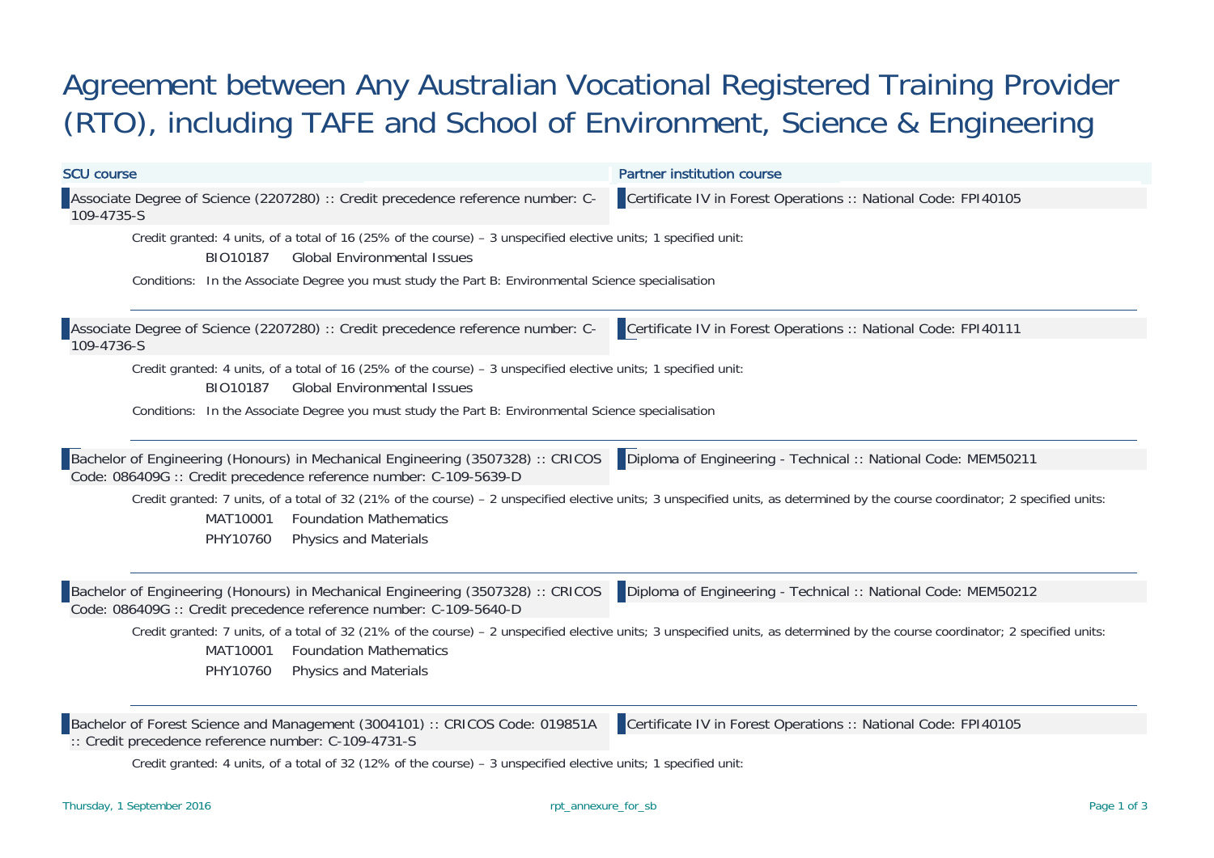# Agreement between Any Australian Vocational Registered Training Provider (RTO), including TAFE and School of Environment, Science & Engineering

| SCU course | Partner institution course |
|---|---|
| Associate Degree of Science (2207280) :: Credit precedence reference number: C-109-4735-S | Certificate IV in Forest Operations :: National Code: FPI40105 |

Credit granted: 4 units, of a total of 16 (25% of the course) – 3 unspecified elective units; 1 specified unit:

- BIO10187 Global Environmental Issues

Conditions: In the Associate Degree you must study the Part B: Environmental Science specialisation

---

| SCU course | Partner institution course |
|---|---|
| Associate Degree of Science (2207280) :: Credit precedence reference number: C-109-4736-S | Certificate IV in Forest Operations :: National Code: FPI40111 |

Credit granted: 4 units, of a total of 16 (25% of the course) – 3 unspecified elective units; 1 specified unit:

- BIO10187 Global Environmental Issues

Conditions: In the Associate Degree you must study the Part B: Environmental Science specialisation

---

| SCU course | Partner institution course |
|---|---|
| Bachelor of Engineering (Honours) in Mechanical Engineering (3507328) :: CRICOS Code: 086409G :: Credit precedence reference number: C-109-5639-D | Diploma of Engineering - Technical :: National Code: MEM50211 |

Credit granted: 7 units, of a total of 32 (21% of the course) – 2 unspecified elective units; 3 unspecified units, as determined by the course coordinator; 2 specified units:

- MAT10001 Foundation Mathematics
- PHY10760 Physics and Materials

---

| SCU course | Partner institution course |
|---|---|
| Bachelor of Engineering (Honours) in Mechanical Engineering (3507328) :: CRICOS Code: 086409G :: Credit precedence reference number: C-109-5640-D | Diploma of Engineering - Technical :: National Code: MEM50212 |

Credit granted: 7 units, of a total of 32 (21% of the course) – 2 unspecified elective units; 3 unspecified units, as determined by the course coordinator; 2 specified units:

- MAT10001 Foundation Mathematics
- PHY10760 Physics and Materials

---

| SCU course | Partner institution course |
|---|---|
| Bachelor of Forest Science and Management (3004101) :: CRICOS Code: 019851A :: Credit precedence reference number: C-109-4731-S | Certificate IV in Forest Operations :: National Code: FPI40105 |

Credit granted: 4 units, of a total of 32 (12% of the course) – 3 unspecified elective units; 1 specified unit: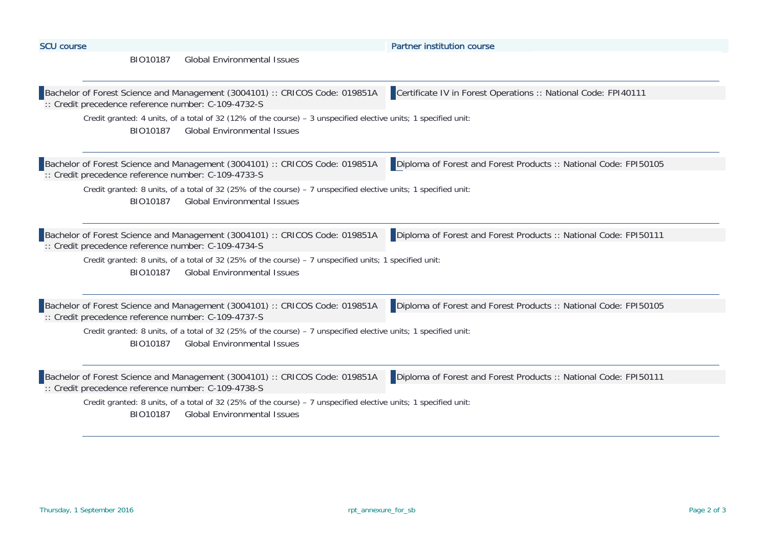| SCU course | Partner institution course |
|---|---|

BIO10187 Global Environmental Issues

---

| Bachelor of Forest Science and Management (3004101) :: CRICOS Code: 019851A :: Credit precedence reference number: C-109-4732-S | Certificate IV in Forest Operations :: National Code: FPI40111 |
|---|---|

Credit granted: 4 units, of a total of 32 (12% of the course) – 3 unspecified elective units; 1 specified unit:

BIO10187 Global Environmental Issues

---

| Bachelor of Forest Science and Management (3004101) :: CRICOS Code: 019851A :: Credit precedence reference number: C-109-4733-S | Diploma of Forest and Forest Products :: National Code: FPI50105 |
|---|---|

Credit granted: 8 units, of a total of 32 (25% of the course) – 7 unspecified elective units; 1 specified unit:

BIO10187 Global Environmental Issues

---

| Bachelor of Forest Science and Management (3004101) :: CRICOS Code: 019851A :: Credit precedence reference number: C-109-4734-S | Diploma of Forest and Forest Products :: National Code: FPI50111 |
|---|---|

Credit granted: 8 units, of a total of 32 (25% of the course) – 7 unspecified units; 1 specified unit:

BIO10187 Global Environmental Issues

---

| Bachelor of Forest Science and Management (3004101) :: CRICOS Code: 019851A :: Credit precedence reference number: C-109-4737-S | Diploma of Forest and Forest Products :: National Code: FPI50105 |
|---|---|

Credit granted: 8 units, of a total of 32 (25% of the course) – 7 unspecified elective units; 1 specified unit:

BIO10187 Global Environmental Issues

---

| Bachelor of Forest Science and Management (3004101) :: CRICOS Code: 019851A :: Credit precedence reference number: C-109-4738-S | Diploma of Forest and Forest Products :: National Code: FPI50111 |
|---|---|

Credit granted: 8 units, of a total of 32 (25% of the course) – 7 unspecified elective units; 1 specified unit:

BIO10187 Global Environmental Issues

---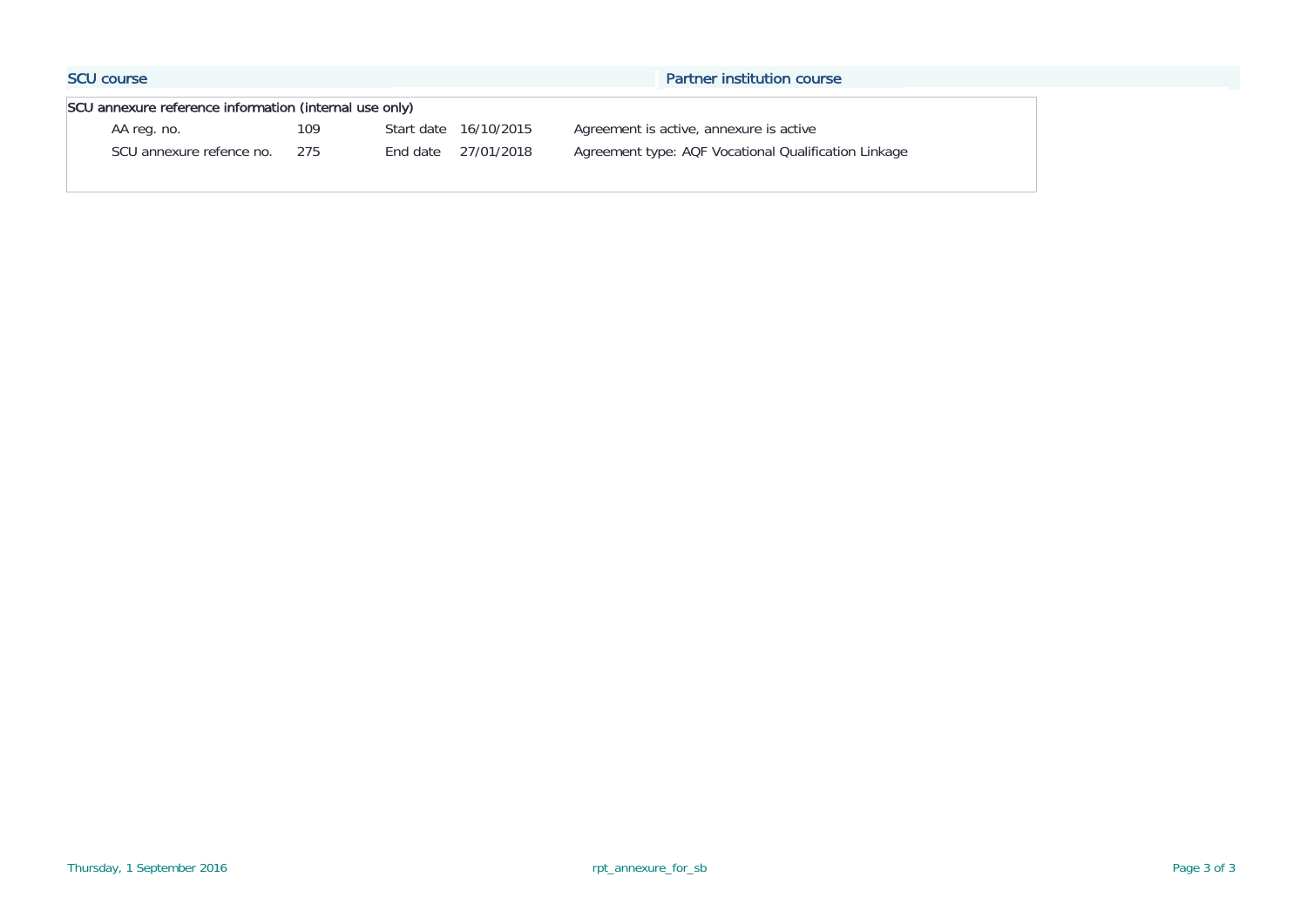| SCU course | Partner institution course |
|---|---|

**SCU annexure reference information (internal use only)**

| | | | | |
|---|---|---|---|---|
| AA reg. no. | 109 | Start date | 16/10/2015 | Agreement is active, annexure is active |
| SCU annexure refence no. | 275 | End date | 27/01/2018 | Agreement type: AQF Vocational Qualification Linkage |